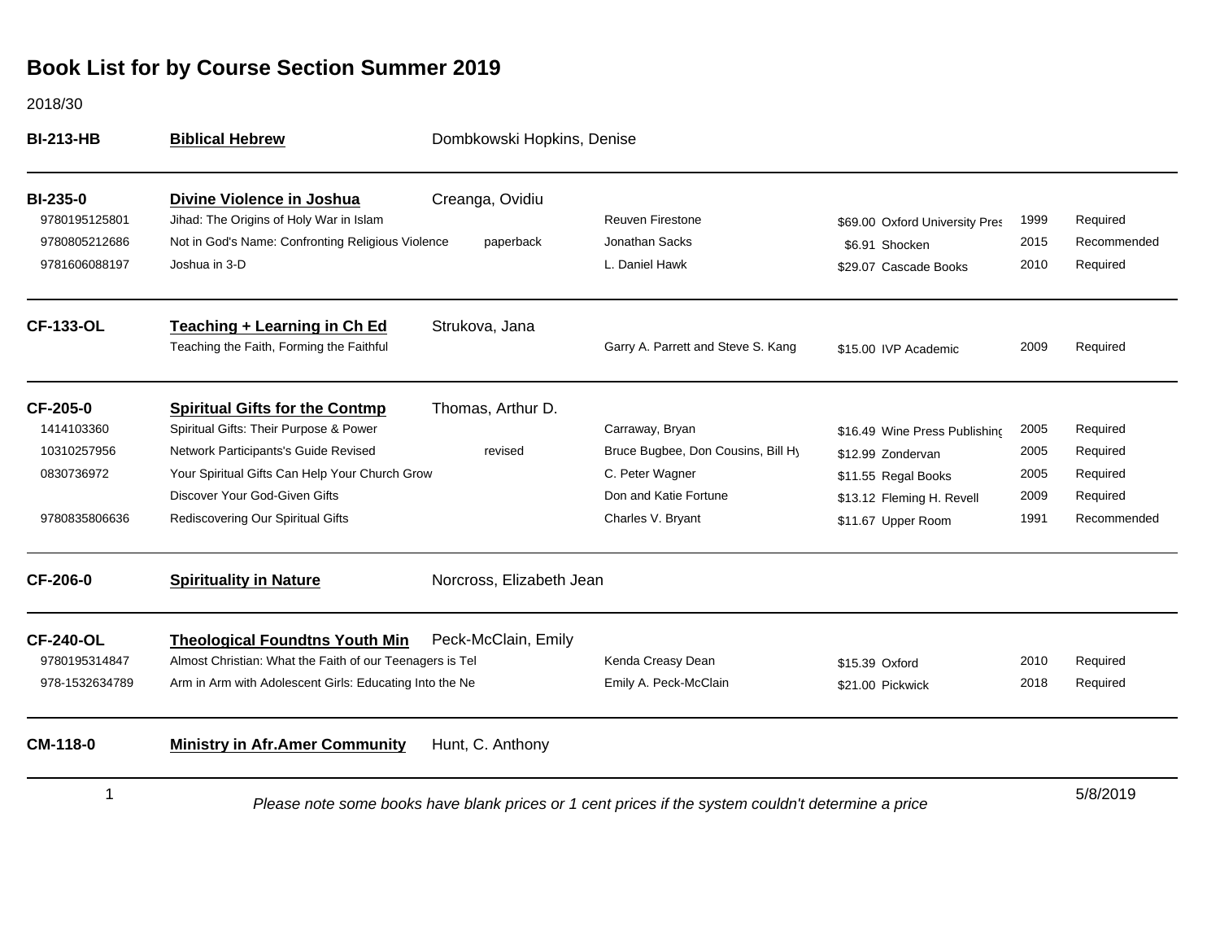# Book List for by Course Section Summer 2019

2018/30

| Course / ISBN | Title | Instructor / Edition | Author | Price / Publisher | Year | Status |
|---|---|---|---|---|---|---|
| **BI-213-HB** | **Biblical Hebrew** | Dombkowski Hopkins, Denise | | | | |
| **BI-235-0** | **Divine Violence in Joshua** | Creanga, Ovidiu | | | | |
| 9780195125801 | Jihad: The Origins of Holy War in Islam | | Reuven Firestone | $69.00 Oxford University Pres | 1999 | Required |
| 9780805212686 | Not in God's Name: Confronting Religious Violence | paperback | Jonathan Sacks | $6.91 Shocken | 2015 | Recommended |
| 9781606088197 | Joshua in 3-D | | L. Daniel Hawk | $29.07 Cascade Books | 2010 | Required |
| **CF-133-OL** | **Teaching + Learning in Ch Ed** | Strukova, Jana | | | | |
| | Teaching the Faith, Forming the Faithful | | Garry A. Parrett and Steve S. Kang | $15.00 IVP Academic | 2009 | Required |
| **CF-205-0** | **Spiritual Gifts for the Contmp** | Thomas, Arthur D. | | | | |
| 1414103360 | Spiritual Gifts: Their Purpose & Power | | Carraway, Bryan | $16.49 Wine Press Publishing | 2005 | Required |
| 10310257956 | Network Participants's Guide Revised | revised | Bruce Bugbee, Don Cousins, Bill Hy | $12.99 Zondervan | 2005 | Required |
| 0830736972 | Your Spiritual Gifts Can Help Your Church Grow | | C. Peter Wagner | $11.55 Regal Books | 2005 | Required |
| | Discover Your God-Given Gifts | | Don and Katie Fortune | $13.12 Fleming H. Revell | 2009 | Required |
| 9780835806636 | Rediscovering Our Spiritual Gifts | | Charles V. Bryant | $11.67 Upper Room | 1991 | Recommended |
| **CF-206-0** | **Spirituality in Nature** | Norcross, Elizabeth Jean | | | | |
| **CF-240-OL** | **Theological Foundtns Youth Min** | Peck-McClain, Emily | | | | |
| 9780195314847 | Almost Christian: What the Faith of our Teenagers is Tel | | Kenda Creasy Dean | $15.39 Oxford | 2010 | Required |
| 978-1532634789 | Arm in Arm with Adolescent Girls: Educating Into the Ne | | Emily A. Peck-McClain | $21.00 Pickwick | 2018 | Required |
| **CM-118-0** | **Ministry in Afr.Amer Community** | Hunt, C. Anthony | | | | |

*Please note some books have blank prices or 1 cent prices if the system couldn't determine a price*

5/8/2019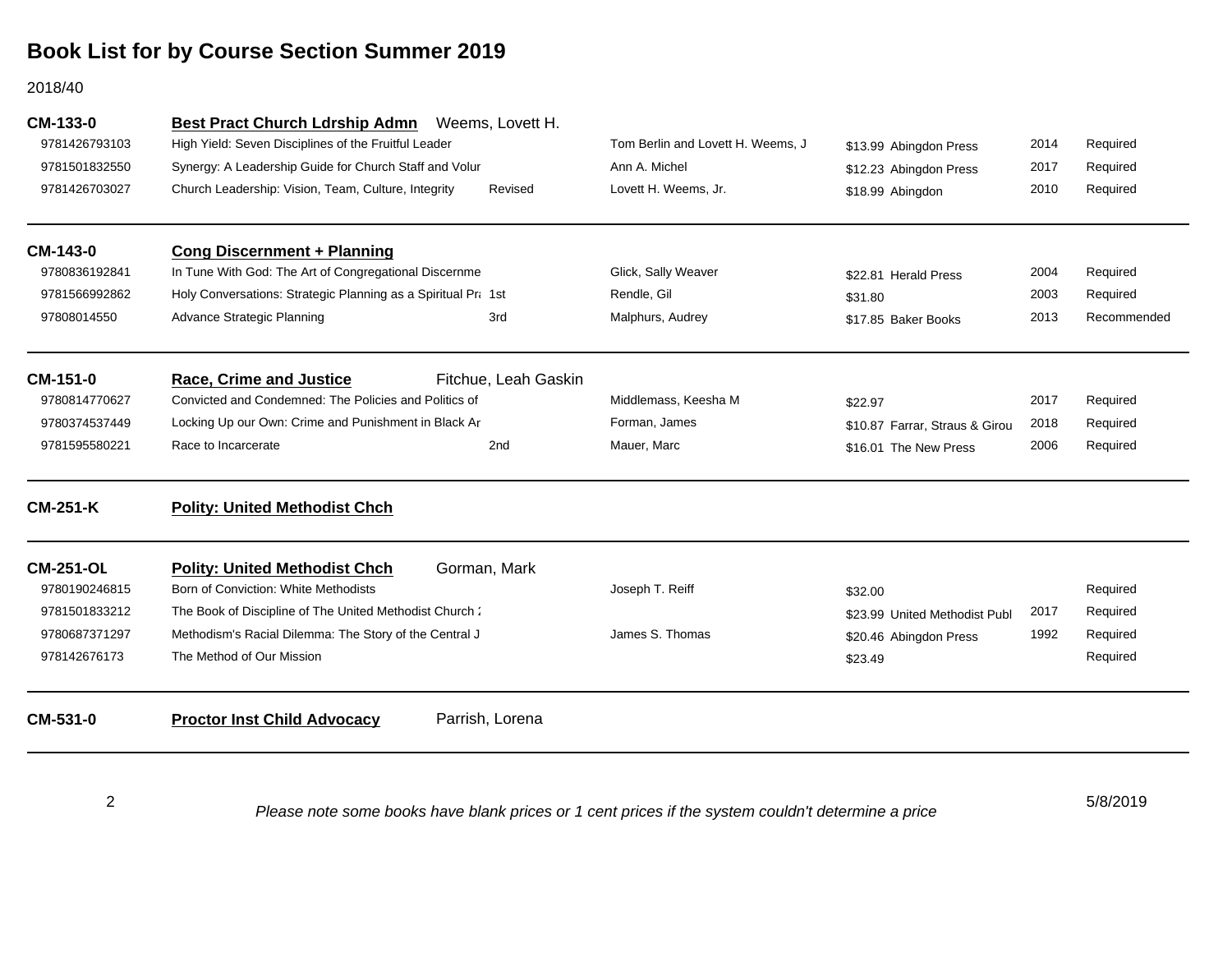## Book List for by Course Section Summer 2019

2018/40

**CM-133-0** **Best Pract Church Ldrship Admn** Weems, Lovett H.

| ISBN | Title | Edition | Author | Price | Publisher | Year | Status |
|---|---|---|---|---|---|---|---|
| 9781426793103 | High Yield: Seven Disciplines of the Fruitful Leader | | Tom Berlin and Lovett H. Weems, J | $13.99 | Abingdon Press | 2014 | Required |
| 9781501832550 | Synergy: A Leadership Guide for Church Staff and Volur | | Ann A. Michel | $12.23 | Abingdon Press | 2017 | Required |
| 9781426703027 | Church Leadership: Vision, Team, Culture, Integrity | Revised | Lovett H. Weems, Jr. | $18.99 | Abingdon | 2010 | Required |

**CM-143-0** **Cong Discernment + Planning**

| ISBN | Title | Edition | Author | Price | Publisher | Year | Status |
|---|---|---|---|---|---|---|---|
| 9780836192841 | In Tune With God: The Art of Congregational Discernme | | Glick, Sally Weaver | $22.81 | Herald Press | 2004 | Required |
| 9781566992862 | Holy Conversations: Strategic Planning as a Spiritual Pra | 1st | Rendle, Gil | $31.80 | | 2003 | Required |
| 97808014550 | Advance Strategic Planning | 3rd | Malphurs, Audrey | $17.85 | Baker Books | 2013 | Recommended |

**CM-151-0** **Race, Crime and Justice** Fitchue, Leah Gaskin

| ISBN | Title | Edition | Author | Price | Publisher | Year | Status |
|---|---|---|---|---|---|---|---|
| 9780814770627 | Convicted and Condemned: The Policies and Politics of | | Middlemass, Keesha M | $22.97 | | 2017 | Required |
| 9780374537449 | Locking Up our Own: Crime and Punishment in Black Ar | | Forman, James | $10.87 | Farrar, Straus & Girou | 2018 | Required |
| 9781595580221 | Race to Incarcerate | 2nd | Mauer, Marc | $16.01 | The New Press | 2006 | Required |

**CM-251-K** **Polity: United Methodist Chch**

**CM-251-OL** **Polity: United Methodist Chch** Gorman, Mark

| ISBN | Title | Edition | Author | Price | Publisher | Year | Status |
|---|---|---|---|---|---|---|---|
| 9780190246815 | Born of Conviction: White Methodists | | Joseph T. Reiff | $32.00 | | | Required |
| 9781501833212 | The Book of Discipline of The United Methodist Church 2 | | | $23.99 | United Methodist Publ | 2017 | Required |
| 9780687371297 | Methodism's Racial Dilemma: The Story of the Central J | | James S. Thomas | $20.46 | Abingdon Press | 1992 | Required |
| 978142676173 | The Method of Our Mission | | | $23.49 | | | Required |

**CM-531-0** **Proctor Inst Child Advocacy** Parrish, Lorena

*Please note some books have blank prices or 1 cent prices if the system couldn't determine a price*

5/8/2019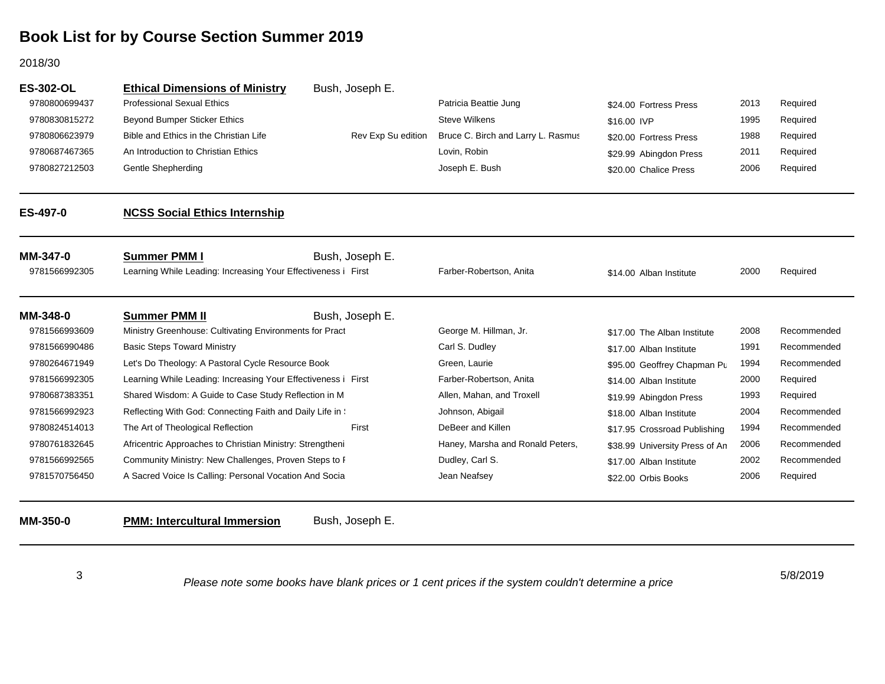# Book List for by Course Section Summer 2019

2018/30

## ES-302-OL **Ethical Dimensions of Ministry** Bush, Joseph E.

| ISBN | Title | Edition | Author | Price | Publisher | Year | Status |
|---|---|---|---|---|---|---|---|
| 9780800699437 | Professional Sexual Ethics | | Patricia Beattie Jung | $24.00 | Fortress Press | 2013 | Required |
| 9780830815272 | Beyond Bumper Sticker Ethics | | Steve Wilkens | $16.00 | IVP | 1995 | Required |
| 9780806623979 | Bible and Ethics in the Christian Life | Rev Exp Su edition | Bruce C. Birch and Larry L. Rasmus | $20.00 | Fortress Press | 1988 | Required |
| 9780687467365 | An Introduction to Christian Ethics | | Lovin, Robin | $29.99 | Abingdon Press | 2011 | Required |
| 9780827212503 | Gentle Shepherding | | Joseph E. Bush | $20.00 | Chalice Press | 2006 | Required |

## ES-497-0 **NCSS Social Ethics Internship**

## MM-347-0 **Summer PMM I** Bush, Joseph E.

| ISBN | Title | Edition | Author | Price | Publisher | Year | Status |
|---|---|---|---|---|---|---|---|
| 9781566992305 | Learning While Leading: Increasing Your Effectiveness i | First | Farber-Robertson, Anita | $14.00 | Alban Institute | 2000 | Required |

## MM-348-0 **Summer PMM II** Bush, Joseph E.

| ISBN | Title | Edition | Author | Price | Publisher | Year | Status |
|---|---|---|---|---|---|---|---|
| 9781566993609 | Ministry Greenhouse: Cultivating Environments for Pract | | George M. Hillman, Jr. | $17.00 | The Alban Institute | 2008 | Recommended |
| 9781566990486 | Basic Steps Toward Ministry | | Carl S. Dudley | $17.00 | Alban Institute | 1991 | Recommended |
| 9780264671949 | Let's Do Theology: A Pastoral Cycle Resource Book | | Green, Laurie | $95.00 | Geoffrey Chapman Pu | 1994 | Recommended |
| 9781566992305 | Learning While Leading: Increasing Your Effectiveness i | First | Farber-Robertson, Anita | $14.00 | Alban Institute | 2000 | Required |
| 9780687383351 | Shared Wisdom: A Guide to Case Study Reflection in M | | Allen, Mahan, and Troxell | $19.99 | Abingdon Press | 1993 | Required |
| 9781566992923 | Reflecting With God: Connecting Faith and Daily Life in ! | | Johnson, Abigail | $18.00 | Alban Institute | 2004 | Recommended |
| 9780824514013 | The Art of Theological Reflection | First | DeBeer and Killen | $17.95 | Crossroad Publishing | 1994 | Recommended |
| 9780761832645 | Africentric Approaches to Christian Ministry: Strengtheni | | Haney, Marsha and Ronald Peters, | $38.99 | University Press of An | 2006 | Recommended |
| 9781566992565 | Community Ministry: New Challenges, Proven Steps to F | | Dudley, Carl S. | $17.00 | Alban Institute | 2002 | Recommended |
| 9781570756450 | A Sacred Voice Is Calling: Personal Vocation And Socia | | Jean Neafsey | $22.00 | Orbis Books | 2006 | Required |

## MM-350-0 **PMM: Intercultural Immersion** Bush, Joseph E.

*Please note some books have blank prices or 1 cent prices if the system couldn't determine a price*

5/8/2019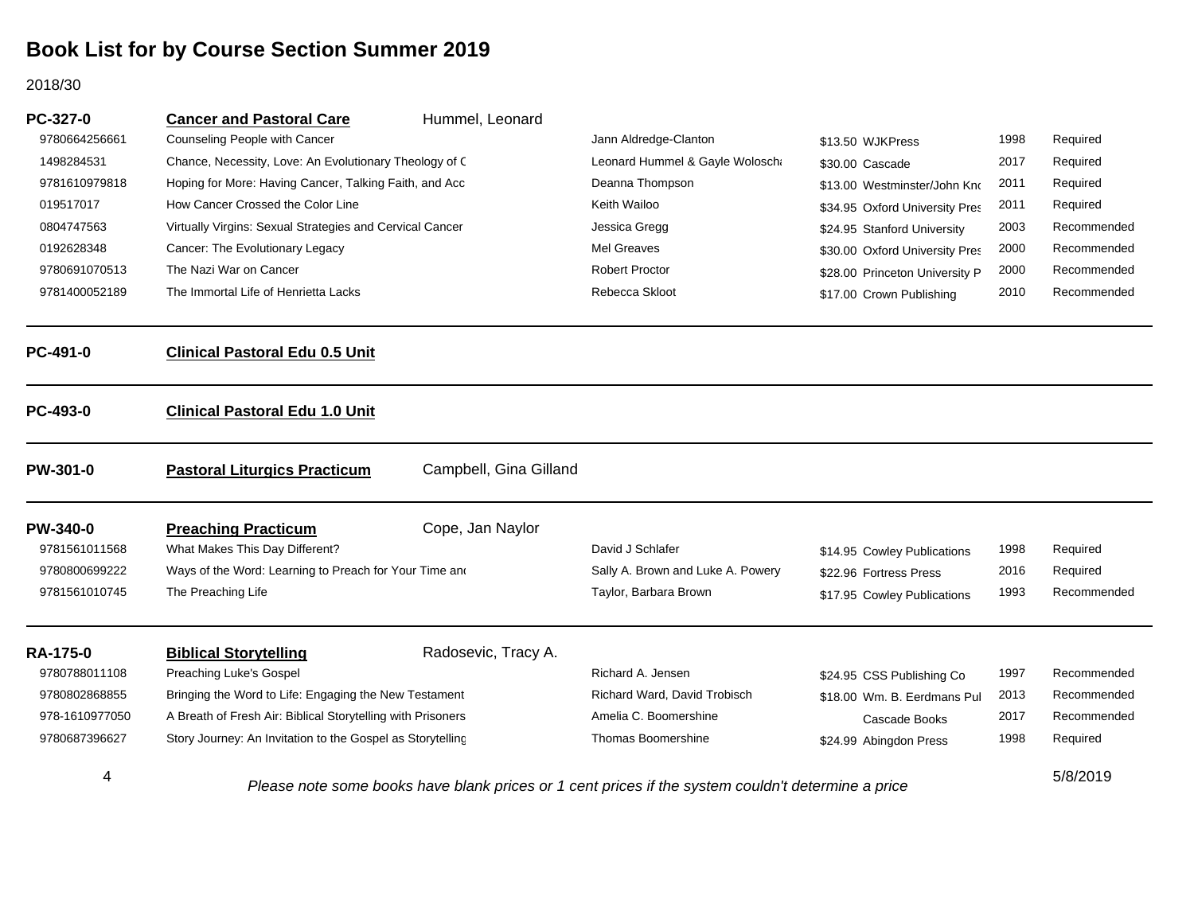# Book List for by Course Section Summer 2019

2018/30

## PC-327-0 Cancer and Pastoral Care — Hummel, Leonard

| ISBN | Title | Author | Price | Publisher | Year | Status |
|---|---|---|---|---|---|---|
| 9780664256661 | Counseling People with Cancer | Jann Aldredge-Clanton | $13.50 | WJKPress | 1998 | Required |
| 1498284531 | Chance, Necessity, Love: An Evolutionary Theology of C | Leonard Hummel & Gayle Woloscha | $30.00 | Cascade | 2017 | Required |
| 9781610979818 | Hoping for More: Having Cancer, Talking Faith, and Acc | Deanna Thompson | $13.00 | Westminster/John Knc | 2011 | Required |
| 019517017 | How Cancer Crossed the Color Line | Keith Wailoo | $34.95 | Oxford University Pres | 2011 | Required |
| 0804747563 | Virtually Virgins: Sexual Strategies and Cervical Cancer | Jessica Gregg | $24.95 | Stanford University | 2003 | Recommended |
| 0192628348 | Cancer: The Evolutionary Legacy | Mel Greaves | $30.00 | Oxford University Pres | 2000 | Recommended |
| 9780691070513 | The Nazi War on Cancer | Robert Proctor | $28.00 | Princeton University P | 2000 | Recommended |
| 9781400052189 | The Immortal Life of Henrietta Lacks | Rebecca Skloot | $17.00 | Crown Publishing | 2010 | Recommended |

## PC-491-0 Clinical Pastoral Edu 0.5 Unit

## PC-493-0 Clinical Pastoral Edu 1.0 Unit

## PW-301-0 Pastoral Liturgics Practicum — Campbell, Gina Gilland

## PW-340-0 Preaching Practicum — Cope, Jan Naylor

| ISBN | Title | Author | Price | Publisher | Year | Status |
|---|---|---|---|---|---|---|
| 9781561011568 | What Makes This Day Different? | David J Schlafer | $14.95 | Cowley Publications | 1998 | Required |
| 9780800699222 | Ways of the Word: Learning to Preach for Your Time anc | Sally A. Brown and Luke A. Powery | $22.96 | Fortress Press | 2016 | Required |
| 9781561010745 | The Preaching Life | Taylor, Barbara Brown | $17.95 | Cowley Publications | 1993 | Recommended |

## RA-175-0 Biblical Storytelling — Radosevic, Tracy A.

| ISBN | Title | Author | Price | Publisher | Year | Status |
|---|---|---|---|---|---|---|
| 9780788011108 | Preaching Luke's Gospel | Richard A. Jensen | $24.95 | CSS Publishing Co | 1997 | Recommended |
| 9780802868855 | Bringing the Word to Life: Engaging the New Testament | Richard Ward, David Trobisch | $18.00 | Wm. B. Eerdmans Pul | 2013 | Recommended |
| 978-1610977050 | A Breath of Fresh Air: Biblical Storytelling with Prisoners | Amelia C. Boomershine | | Cascade Books | 2017 | Recommended |
| 9780687396627 | Story Journey: An Invitation to the Gospel as Storytelling | Thomas Boomershine | $24.99 | Abingdon Press | 1998 | Required |

*Please note some books have blank prices or 1 cent prices if the system couldn't determine a price*

5/8/2019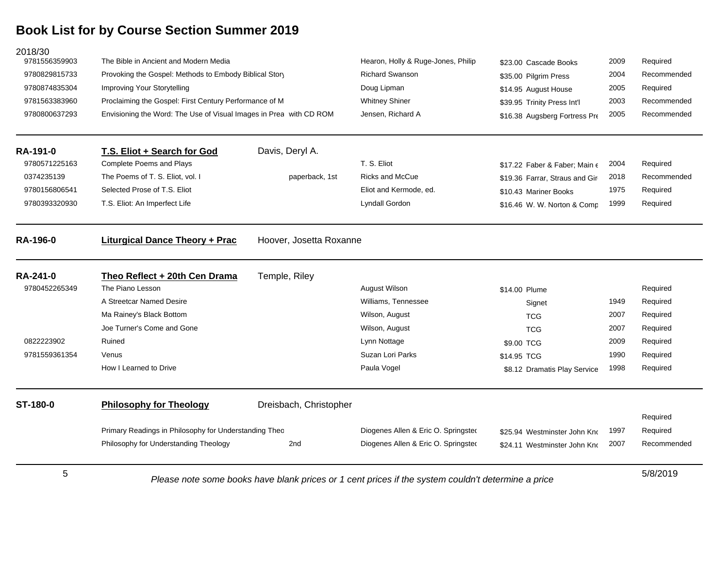# Book List for by Course Section Summer 2019

2018/30

| ISBN | Title | Edition | Author | Price | Publisher | Year | Status |
|---|---|---|---|---|---|---|---|
| 9781556359903 | The Bible in Ancient and Modern Media | | Hearon, Holly & Ruge-Jones, Philip | $23.00 | Cascade Books | 2009 | Required |
| 9780829815733 | Provoking the Gospel: Methods to Embody Biblical Story | | Richard Swanson | $35.00 | Pilgrim Press | 2004 | Recommended |
| 9780874835304 | Improving Your Storytelling | | Doug Lipman | $14.95 | August House | 2005 | Required |
| 9781563383960 | Proclaiming the Gospel: First Century Performance of M | | Whitney Shiner | $39.95 | Trinity Press Int'l | 2003 | Recommended |
| 9780800637293 | Envisioning the Word: The Use of Visual Images in Prea | with CD ROM | Jensen, Richard A | $16.38 | Augsberg Fortress Pre | 2005 | Recommended |

---

**RA-191-0** — **T.S. Eliot + Search for God** — Davis, Deryl A.

| ISBN | Title | Edition | Author | Price | Publisher | Year | Status |
|---|---|---|---|---|---|---|---|
| 9780571225163 | Complete Poems and Plays | | T. S. Eliot | $17.22 | Faber & Faber; Main e | 2004 | Required |
| 0374235139 | The Poems of T. S. Eliot, vol. I | paperback, 1st | Ricks and McCue | $19.36 | Farrar, Straus and Gir | 2018 | Recommended |
| 9780156806541 | Selected Prose of T.S. Eliot | | Eliot and Kermode, ed. | $10.43 | Mariner Books | 1975 | Required |
| 9780393320930 | T.S. Eliot: An Imperfect Life | | Lyndall Gordon | $16.46 | W. W. Norton & Comp | 1999 | Required |

---

**RA-196-0** — **Liturgical Dance Theory + Prac** — Hoover, Josetta Roxanne

---

**RA-241-0** — **Theo Reflect + 20th Cen Drama** — Temple, Riley

| ISBN | Title | Edition | Author | Price | Publisher | Year | Status |
|---|---|---|---|---|---|---|---|
| 9780452265349 | The Piano Lesson | | August Wilson | $14.00 | Plume | | Required |
| | A Streetcar Named Desire | | Williams, Tennessee | | Signet | 1949 | Required |
| | Ma Rainey's Black Bottom | | Wilson, August | | TCG | 2007 | Required |
| | Joe Turner's Come and Gone | | Wilson, August | | TCG | 2007 | Required |
| 0822223902 | Ruined | | Lynn Nottage | $9.00 | TCG | 2009 | Required |
| 9781559361354 | Venus | | Suzan Lori Parks | $14.95 | TCG | 1990 | Required |
| | How I Learned to Drive | | Paula Vogel | $8.12 | Dramatis Play Service | 1998 | Required |

---

**ST-180-0** — **Philosophy for Theology** — Dreisbach, Christopher

| ISBN | Title | Edition | Author | Price | Publisher | Year | Status |
|---|---|---|---|---|---|---|---|
| | | | | | | | Required |
| | Primary Readings in Philosophy for Understanding Theo | | Diogenes Allen & Eric O. Springstec | $25.94 | Westminster John Knc | 1997 | Required |
| | Philosophy for Understanding Theology | 2nd | Diogenes Allen & Eric O. Springstec | $24.11 | Westminster John Knc | 2007 | Recommended |

---

*Please note some books have blank prices or 1 cent prices if the system couldn't determine a price*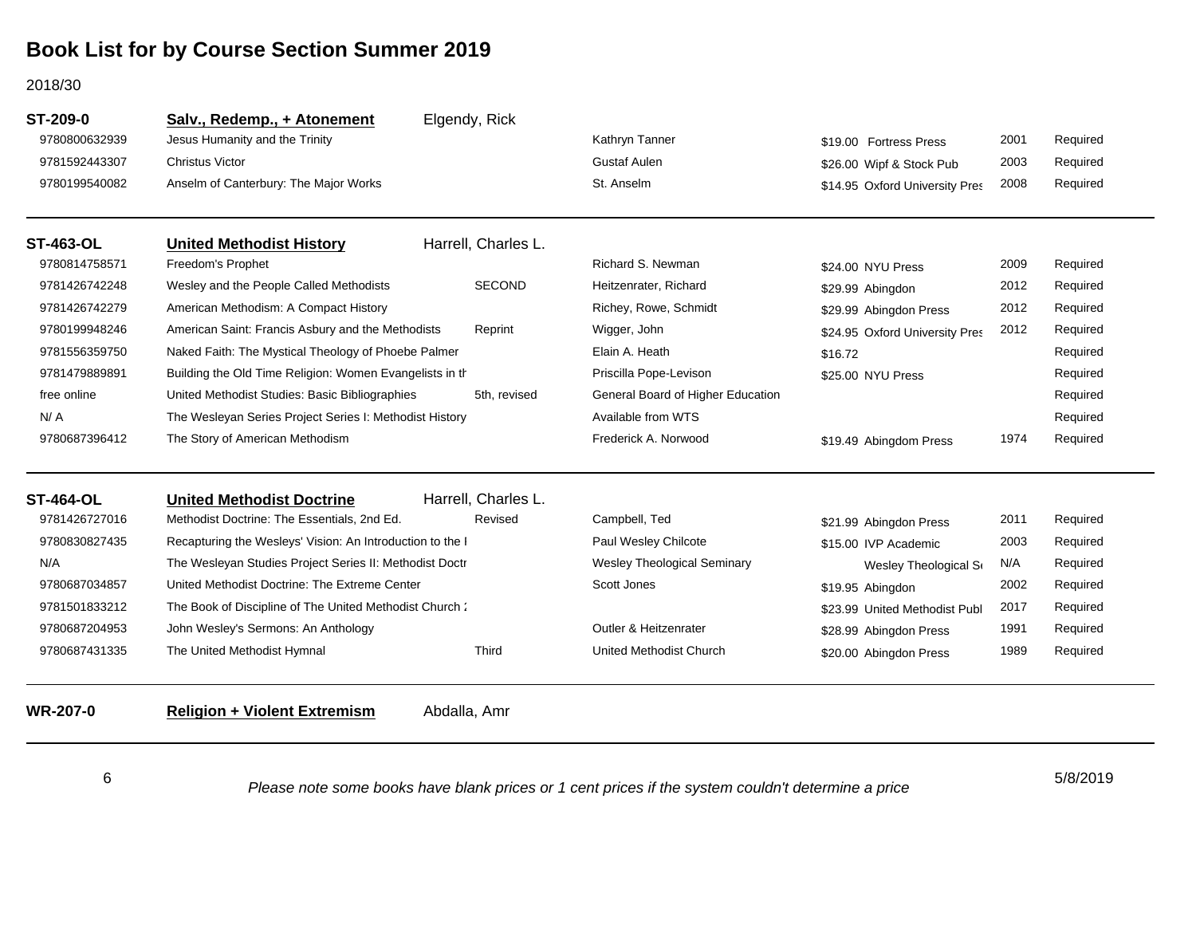# Book List for by Course Section Summer 2019

2018/30

## ST-209-0 — Salv., Redemp., + Atonement — Elgendy, Rick

| ISBN | Title | Edition | Author | Price | Publisher | Year | Status |
|---|---|---|---|---|---|---|---|
| 9780800632939 | Jesus Humanity and the Trinity | | Kathryn Tanner | $19.00 | Fortress Press | 2001 | Required |
| 9781592443307 | Christus Victor | | Gustaf Aulen | $26.00 | Wipf & Stock Pub | 2003 | Required |
| 9780199540082 | Anselm of Canterbury: The Major Works | | St. Anselm | $14.95 | Oxford University Pres | 2008 | Required |

## ST-463-OL — United Methodist History — Harrell, Charles L.

| ISBN | Title | Edition | Author | Price | Publisher | Year | Status |
|---|---|---|---|---|---|---|---|
| 9780814758571 | Freedom's Prophet | | Richard S. Newman | $24.00 | NYU Press | 2009 | Required |
| 9781426742248 | Wesley and the People Called Methodists | SECOND | Heitzenrater, Richard | $29.99 | Abingdon | 2012 | Required |
| 9781426742279 | American Methodism: A Compact History | | Richey, Rowe, Schmidt | $29.99 | Abingdon Press | 2012 | Required |
| 9780199948246 | American Saint: Francis Asbury and the Methodists | Reprint | Wigger, John | $24.95 | Oxford University Pres | 2012 | Required |
| 9781556359750 | Naked Faith: The Mystical Theology of Phoebe Palmer | | Elain A. Heath | $16.72 | | | Required |
| 9781479889891 | Building the Old Time Religion: Women Evangelists in th | | Priscilla Pope-Levison | $25.00 | NYU Press | | Required |
| free online | United Methodist Studies: Basic Bibliographies | 5th, revised | General Board of Higher Education | | | | Required |
| N/ A | The Wesleyan Series Project Series I: Methodist History | | Available from WTS | | | | Required |
| 9780687396412 | The Story of American Methodism | | Frederick A. Norwood | $19.49 | Abingdom Press | 1974 | Required |

## ST-464-OL — United Methodist Doctrine — Harrell, Charles L.

| ISBN | Title | Edition | Author | Price | Publisher | Year | Status |
|---|---|---|---|---|---|---|---|
| 9781426727016 | Methodist Doctrine: The Essentials, 2nd Ed. | Revised | Campbell, Ted | $21.99 | Abingdon Press | 2011 | Required |
| 9780830827435 | Recapturing the Wesleys' Vision: An Introduction to the I | | Paul Wesley Chilcote | $15.00 | IVP Academic | 2003 | Required |
| N/A | The Wesleyan Studies Project Series II: Methodist Doctr | | Wesley Theological Seminary | | Wesley Theological S | N/A | Required |
| 9780687034857 | United Methodist Doctrine: The Extreme Center | | Scott Jones | $19.95 | Abingdon | 2002 | Required |
| 9781501833212 | The Book of Discipline of The United Methodist Church 2 | | | $23.99 | United Methodist Publ | 2017 | Required |
| 9780687204953 | John Wesley's Sermons: An Anthology | | Outler & Heitzenrater | $28.99 | Abingdon Press | 1991 | Required |
| 9780687431335 | The United Methodist Hymnal | Third | United Methodist Church | $20.00 | Abingdon Press | 1989 | Required |

## WR-207-0 — Religion + Violent Extremism — Abdalla, Amr

*Please note some books have blank prices or 1 cent prices if the system couldn't determine a price*

5/8/2019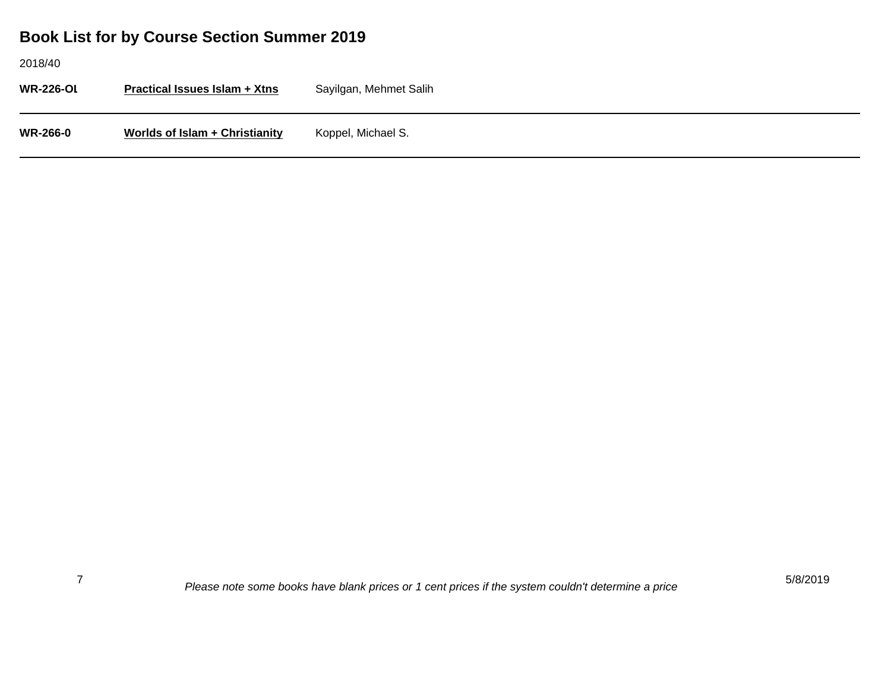## Book List for by Course Section Summer 2019

2018/40

| | | |
|---|---|---|
| **WR-226-OL** | **Practical Issues Islam + Xtns** | Sayilgan, Mehmet Salih |
| **WR-266-0** | **Worlds of Islam + Christianity** | Koppel, Michael S. |

*Please note some books have blank prices or 1 cent prices if the system couldn't determine a price*

5/8/2019